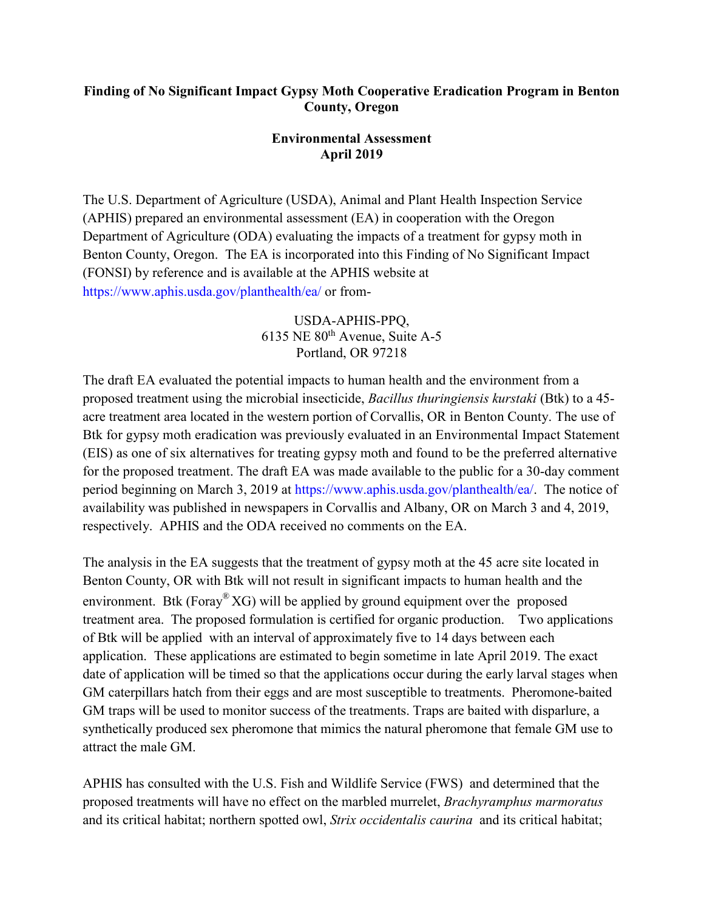**Finding of No Significant Impact Gypsy Moth Cooperative Eradication Program in Benton County, Oregon**

**Environmental Assessment**
**April 2019**

The U.S. Department of Agriculture (USDA), Animal and Plant Health Inspection Service (APHIS) prepared an environmental assessment (EA) in cooperation with the Oregon Department of Agriculture (ODA) evaluating the impacts of a treatment for gypsy moth in Benton County, Oregon. The EA is incorporated into this Finding of No Significant Impact (FONSI) by reference and is available at the APHIS website at https://www.aphis.usda.gov/planthealth/ea/ or from-

USDA-APHIS-PPQ,
6135 NE 80th Avenue, Suite A-5
Portland, OR 97218

The draft EA evaluated the potential impacts to human health and the environment from a proposed treatment using the microbial insecticide, *Bacillus thuringiensis kurstaki* (Btk) to a 45-acre treatment area located in the western portion of Corvallis, OR in Benton County. The use of Btk for gypsy moth eradication was previously evaluated in an Environmental Impact Statement (EIS) as one of six alternatives for treating gypsy moth and found to be the preferred alternative for the proposed treatment. The draft EA was made available to the public for a 30-day comment period beginning on March 3, 2019 at https://www.aphis.usda.gov/planthealth/ea/. The notice of availability was published in newspapers in Corvallis and Albany, OR on March 3 and 4, 2019, respectively. APHIS and the ODA received no comments on the EA.

The analysis in the EA suggests that the treatment of gypsy moth at the 45 acre site located in Benton County, OR with Btk will not result in significant impacts to human health and the environment. Btk (Foray® XG) will be applied by ground equipment over the proposed treatment area. The proposed formulation is certified for organic production. Two applications of Btk will be applied with an interval of approximately five to 14 days between each application. These applications are estimated to begin sometime in late April 2019. The exact date of application will be timed so that the applications occur during the early larval stages when GM caterpillars hatch from their eggs and are most susceptible to treatments. Pheromone-baited GM traps will be used to monitor success of the treatments. Traps are baited with disparlure, a synthetically produced sex pheromone that mimics the natural pheromone that female GM use to attract the male GM.

APHIS has consulted with the U.S. Fish and Wildlife Service (FWS) and determined that the proposed treatments will have no effect on the marbled murrelet, *Brachyramphus marmoratus* and its critical habitat; northern spotted owl, *Strix occidentalis caurina* and its critical habitat;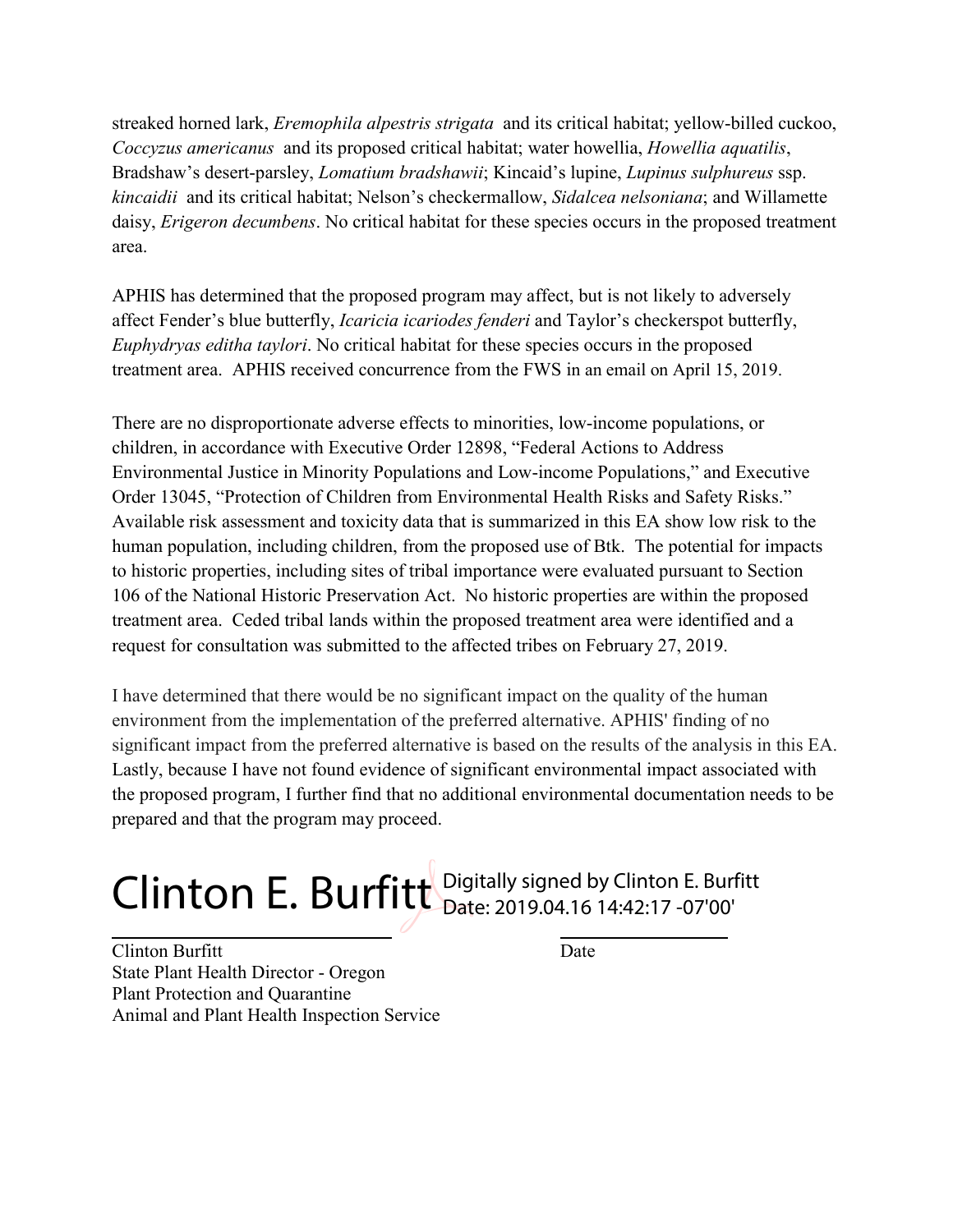streaked horned lark, *Eremophila alpestris strigata* and its critical habitat; yellow-billed cuckoo, *Coccyzus americanus* and its proposed critical habitat; water howellia, *Howellia aquatilis*, Bradshaw's desert-parsley, *Lomatium bradshawii*; Kincaid's lupine, *Lupinus sulphureus* ssp. *kincaidii* and its critical habitat; Nelson's checkermallow, *Sidalcea nelsoniana*; and Willamette daisy, *Erigeron decumbens*. No critical habitat for these species occurs in the proposed treatment area.

APHIS has determined that the proposed program may affect, but is not likely to adversely affect Fender's blue butterfly, *Icaricia icariodes fenderi* and Taylor's checkerspot butterfly, *Euphydryas editha taylori*. No critical habitat for these species occurs in the proposed treatment area. APHIS received concurrence from the FWS in an email on April 15, 2019.

There are no disproportionate adverse effects to minorities, low-income populations, or children, in accordance with Executive Order 12898, "Federal Actions to Address Environmental Justice in Minority Populations and Low-income Populations," and Executive Order 13045, "Protection of Children from Environmental Health Risks and Safety Risks." Available risk assessment and toxicity data that is summarized in this EA show low risk to the human population, including children, from the proposed use of Btk. The potential for impacts to historic properties, including sites of tribal importance were evaluated pursuant to Section 106 of the National Historic Preservation Act. No historic properties are within the proposed treatment area. Ceded tribal lands within the proposed treatment area were identified and a request for consultation was submitted to the affected tribes on February 27, 2019.

I have determined that there would be no significant impact on the quality of the human environment from the implementation of the preferred alternative. APHIS' finding of no significant impact from the preferred alternative is based on the results of the analysis in this EA. Lastly, because I have not found evidence of significant environmental impact associated with the proposed program, I further find that no additional environmental documentation needs to be prepared and that the program may proceed.

Clinton E. Burfitt
Digitally signed by Clinton E. Burfitt
Date: 2019.04.16 14:42:17 -07'00'

Clinton Burfitt
State Plant Health Director - Oregon
Plant Protection and Quarantine
Animal and Plant Health Inspection Service

Date